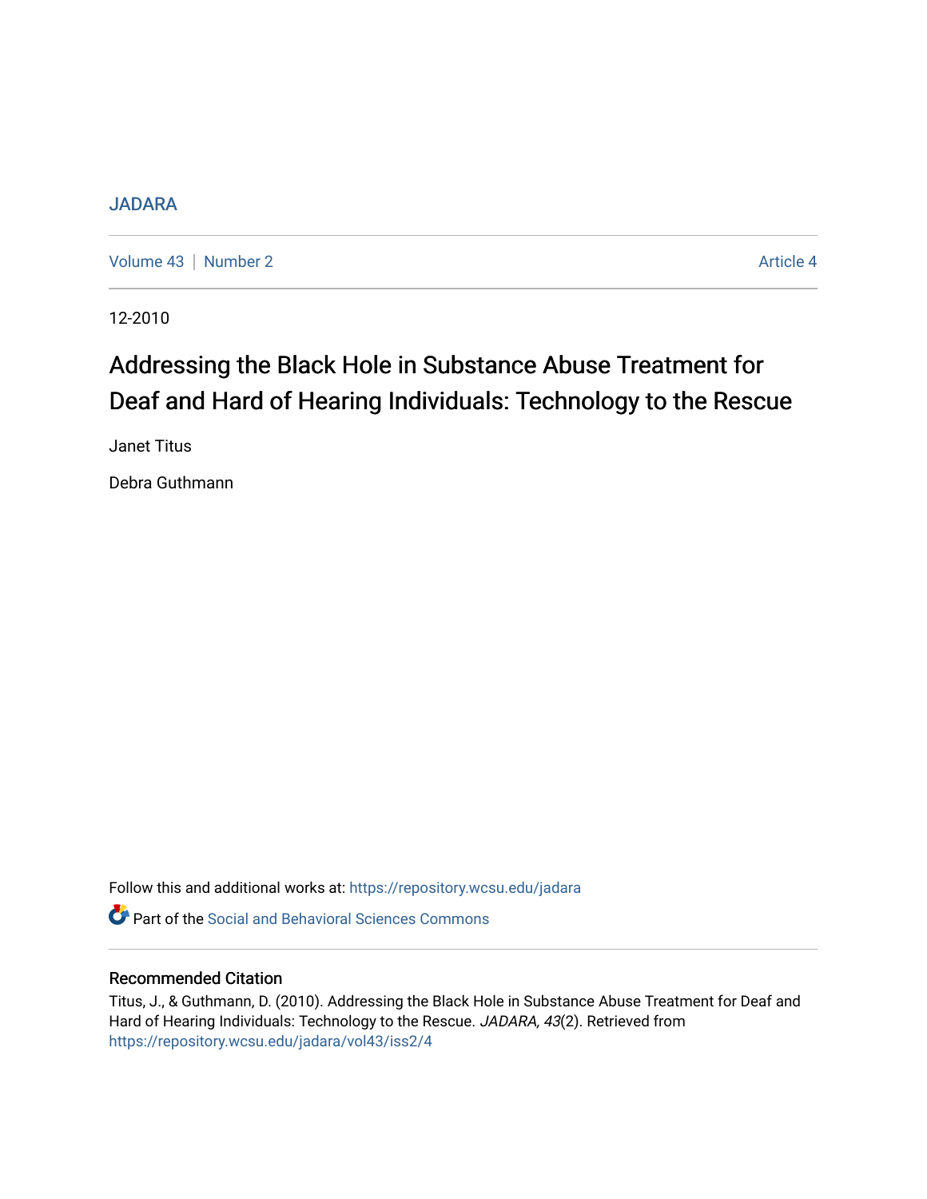JADARA

Volume 43 | Number 2 Article 4

12-2010

# Addressing the Black Hole in Substance Abuse Treatment for Deaf and Hard of Hearing Individuals: Technology to the Rescue

Janet Titus

Debra Guthmann

Follow this and additional works at: https://repository.wcsu.edu/jadara

Part of the Social and Behavioral Sciences Commons

## Recommended Citation

Titus, J., & Guthmann, D. (2010). Addressing the Black Hole in Substance Abuse Treatment for Deaf and Hard of Hearing Individuals: Technology to the Rescue. *JADARA, 43*(2). Retrieved from https://repository.wcsu.edu/jadara/vol43/iss2/4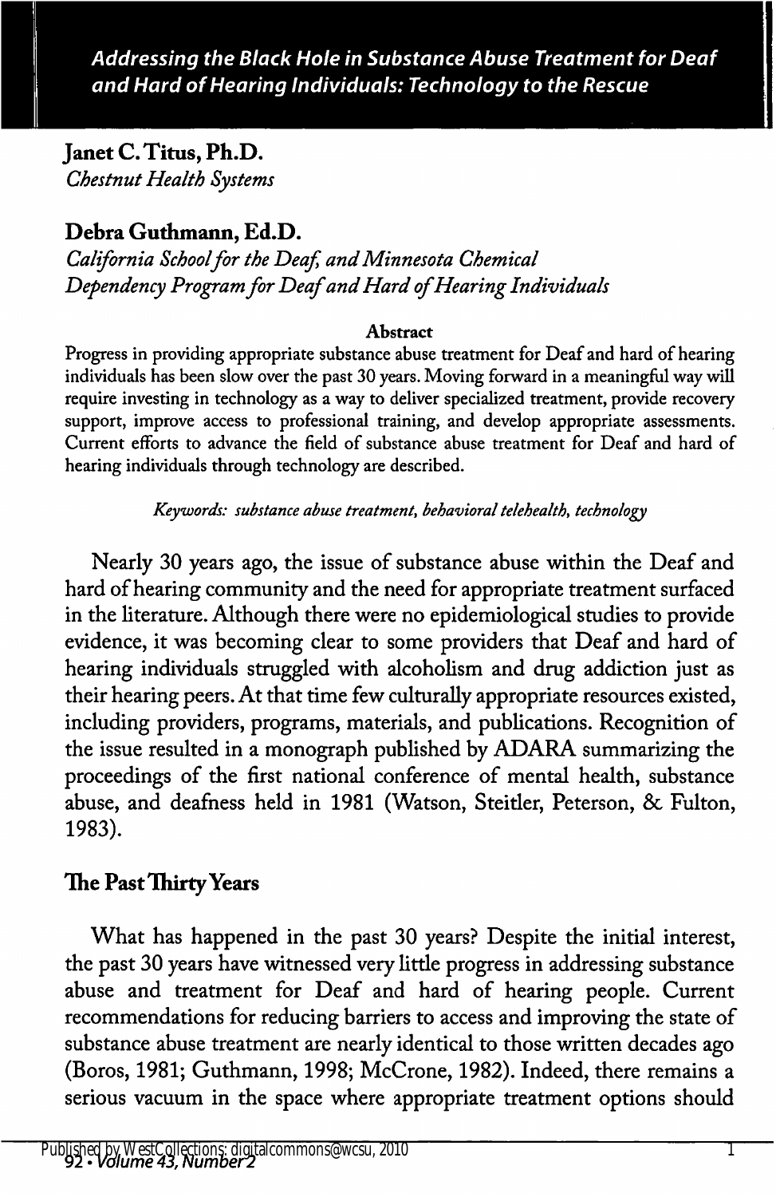# Addressing the Black Hole in Substance Abuse Treatment for Deaf and Hard of Hearing Individuals: Technology to the Rescue

**Janet C. Titus, Ph.D.**
*Chestnut Health Systems*

**Debra Guthmann, Ed.D.**
*California School for the Deaf, and Minnesota Chemical Dependency Program for Deaf and Hard of Hearing Individuals*

**Abstract**

Progress in providing appropriate substance abuse treatment for Deaf and hard of hearing individuals has been slow over the past 30 years. Moving forward in a meaningful way will require investing in technology as a way to deliver specialized treatment, provide recovery support, improve access to professional training, and develop appropriate assessments. Current efforts to advance the field of substance abuse treatment for Deaf and hard of hearing individuals through technology are described.

*Keywords: substance abuse treatment, behavioral telehealth, technology*

Nearly 30 years ago, the issue of substance abuse within the Deaf and hard of hearing community and the need for appropriate treatment surfaced in the literature. Although there were no epidemiological studies to provide evidence, it was becoming clear to some providers that Deaf and hard of hearing individuals struggled with alcoholism and drug addiction just as their hearing peers. At that time few culturally appropriate resources existed, including providers, programs, materials, and publications. Recognition of the issue resulted in a monograph published by ADARA summarizing the proceedings of the first national conference of mental health, substance abuse, and deafness held in 1981 (Watson, Steitler, Peterson, & Fulton, 1983).

## The Past Thirty Years

What has happened in the past 30 years? Despite the initial interest, the past 30 years have witnessed very little progress in addressing substance abuse and treatment for Deaf and hard of hearing people. Current recommendations for reducing barriers to access and improving the state of substance abuse treatment are nearly identical to those written decades ago (Boros, 1981; Guthmann, 1998; McCrone, 1982). Indeed, there remains a serious vacuum in the space where appropriate treatment options should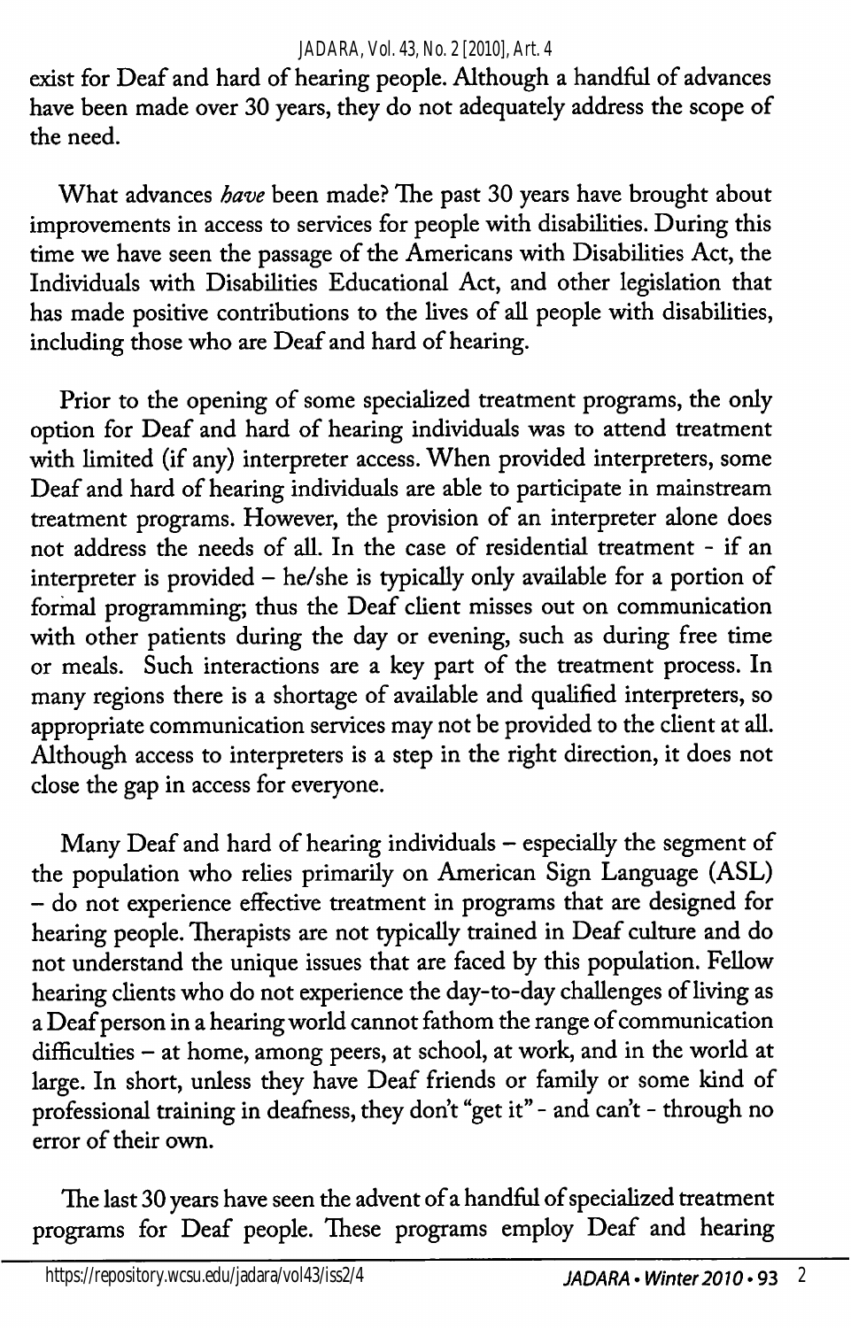exist for Deaf and hard of hearing people. Although a handful of advances have been made over 30 years, they do not adequately address the scope of the need.

What advances *have* been made? The past 30 years have brought about improvements in access to services for people with disabilities. During this time we have seen the passage of the Americans with Disabilities Act, the Individuals with Disabilities Educational Act, and other legislation that has made positive contributions to the lives of all people with disabilities, including those who are Deaf and hard of hearing.

Prior to the opening of some specialized treatment programs, the only option for Deaf and hard of hearing individuals was to attend treatment with limited (if any) interpreter access. When provided interpreters, some Deaf and hard of hearing individuals are able to participate in mainstream treatment programs. However, the provision of an interpreter alone does not address the needs of all. In the case of residential treatment - if an interpreter is provided – he/she is typically only available for a portion of formal programming; thus the Deaf client misses out on communication with other patients during the day or evening, such as during free time or meals. Such interactions are a key part of the treatment process. In many regions there is a shortage of available and qualified interpreters, so appropriate communication services may not be provided to the client at all. Although access to interpreters is a step in the right direction, it does not close the gap in access for everyone.

Many Deaf and hard of hearing individuals – especially the segment of the population who relies primarily on American Sign Language (ASL) – do not experience effective treatment in programs that are designed for hearing people. Therapists are not typically trained in Deaf culture and do not understand the unique issues that are faced by this population. Fellow hearing clients who do not experience the day-to-day challenges of living as a Deaf person in a hearing world cannot fathom the range of communication difficulties – at home, among peers, at school, at work, and in the world at large. In short, unless they have Deaf friends or family or some kind of professional training in deafness, they don't "get it" - and can't - through no error of their own.

The last 30 years have seen the advent of a handful of specialized treatment programs for Deaf people. These programs employ Deaf and hearing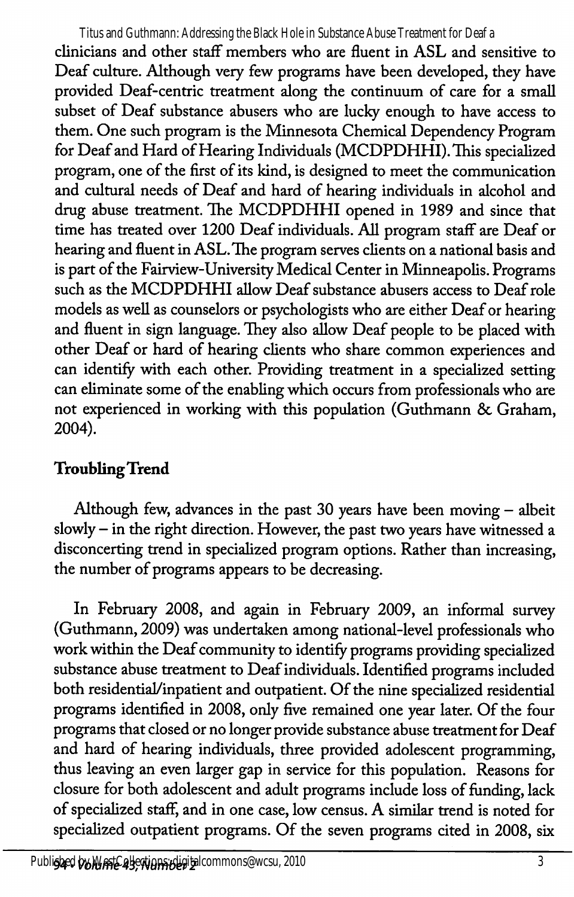clinicians and other staff members who are fluent in ASL and sensitive to Deaf culture. Although very few programs have been developed, they have provided Deaf-centric treatment along the continuum of care for a small subset of Deaf substance abusers who are lucky enough to have access to them. One such program is the Minnesota Chemical Dependency Program for Deaf and Hard of Hearing Individuals (MCDPDHHI). This specialized program, one of the first of its kind, is designed to meet the communication and cultural needs of Deaf and hard of hearing individuals in alcohol and drug abuse treatment. The MCDPDHHI opened in 1989 and since that time has treated over 1200 Deaf individuals. All program staff are Deaf or hearing and fluent in ASL. The program serves clients on a national basis and is part of the Fairview-University Medical Center in Minneapolis. Programs such as the MCDPDHHI allow Deaf substance abusers access to Deaf role models as well as counselors or psychologists who are either Deaf or hearing and fluent in sign language. They also allow Deaf people to be placed with other Deaf or hard of hearing clients who share common experiences and can identify with each other. Providing treatment in a specialized setting can eliminate some of the enabling which occurs from professionals who are not experienced in working with this population (Guthmann & Graham, 2004).

## Troubling Trend

Although few, advances in the past 30 years have been moving – albeit slowly – in the right direction. However, the past two years have witnessed a disconcerting trend in specialized program options. Rather than increasing, the number of programs appears to be decreasing.

In February 2008, and again in February 2009, an informal survey (Guthmann, 2009) was undertaken among national-level professionals who work within the Deaf community to identify programs providing specialized substance abuse treatment to Deaf individuals. Identified programs included both residential/inpatient and outpatient. Of the nine specialized residential programs identified in 2008, only five remained one year later. Of the four programs that closed or no longer provide substance abuse treatment for Deaf and hard of hearing individuals, three provided adolescent programming, thus leaving an even larger gap in service for this population. Reasons for closure for both adolescent and adult programs include loss of funding, lack of specialized staff, and in one case, low census. A similar trend is noted for specialized outpatient programs. Of the seven programs cited in 2008, six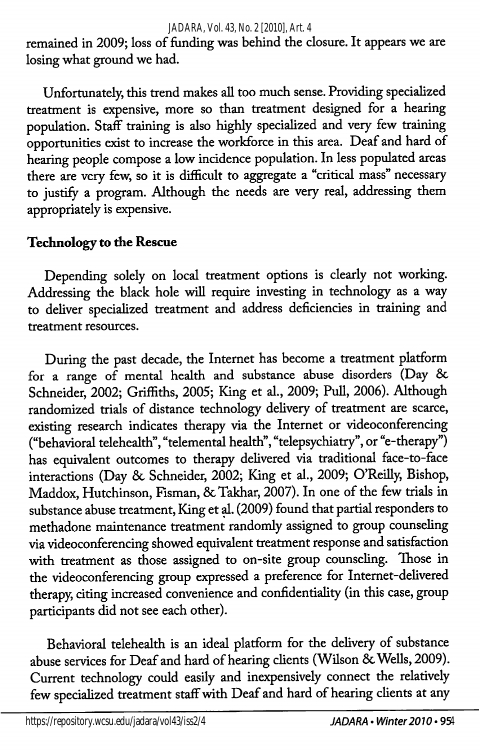remained in 2009; loss of funding was behind the closure. It appears we are losing what ground we had.

Unfortunately, this trend makes all too much sense. Providing specialized treatment is expensive, more so than treatment designed for a hearing population. Staff training is also highly specialized and very few training opportunities exist to increase the workforce in this area. Deaf and hard of hearing people compose a low incidence population. In less populated areas there are very few, so it is difficult to aggregate a "critical mass" necessary to justify a program. Although the needs are very real, addressing them appropriately is expensive.

## Technology to the Rescue

Depending solely on local treatment options is clearly not working. Addressing the black hole will require investing in technology as a way to deliver specialized treatment and address deficiencies in training and treatment resources.

During the past decade, the Internet has become a treatment platform for a range of mental health and substance abuse disorders (Day & Schneider, 2002; Griffiths, 2005; King et al., 2009; Pull, 2006). Although randomized trials of distance technology delivery of treatment are scarce, existing research indicates therapy via the Internet or videoconferencing ("behavioral telehealth", "telemental health", "telepsychiatry", or "e-therapy") has equivalent outcomes to therapy delivered via traditional face-to-face interactions (Day & Schneider, 2002; King et al., 2009; O'Reilly, Bishop, Maddox, Hutchinson, Fisman, & Takhar, 2007). In one of the few trials in substance abuse treatment, King et al. (2009) found that partial responders to methadone maintenance treatment randomly assigned to group counseling via videoconferencing showed equivalent treatment response and satisfaction with treatment as those assigned to on-site group counseling. Those in the videoconferencing group expressed a preference for Internet-delivered therapy, citing increased convenience and confidentiality (in this case, group participants did not see each other).

Behavioral telehealth is an ideal platform for the delivery of substance abuse services for Deaf and hard of hearing clients (Wilson & Wells, 2009). Current technology could easily and inexpensively connect the relatively few specialized treatment staff with Deaf and hard of hearing clients at any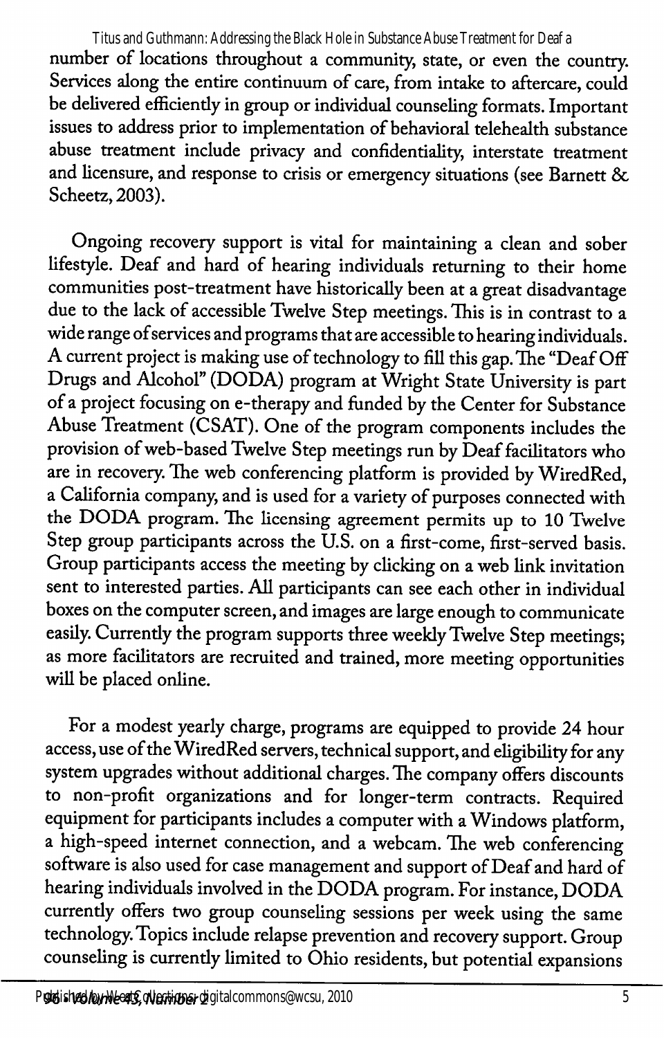number of locations throughout a community, state, or even the country. Services along the entire continuum of care, from intake to aftercare, could be delivered efficiently in group or individual counseling formats. Important issues to address prior to implementation of behavioral telehealth substance abuse treatment include privacy and confidentiality, interstate treatment and licensure, and response to crisis or emergency situations (see Barnett & Scheetz, 2003).

Ongoing recovery support is vital for maintaining a clean and sober lifestyle. Deaf and hard of hearing individuals returning to their home communities post-treatment have historically been at a great disadvantage due to the lack of accessible Twelve Step meetings. This is in contrast to a wide range of services and programs that are accessible to hearing individuals. A current project is making use of technology to fill this gap. The "Deaf Off Drugs and Alcohol" (DODA) program at Wright State University is part of a project focusing on e-therapy and funded by the Center for Substance Abuse Treatment (CSAT). One of the program components includes the provision of web-based Twelve Step meetings run by Deaf facilitators who are in recovery. The web conferencing platform is provided by WiredRed, a California company, and is used for a variety of purposes connected with the DODA program. The licensing agreement permits up to 10 Twelve Step group participants across the U.S. on a first-come, first-served basis. Group participants access the meeting by clicking on a web link invitation sent to interested parties. All participants can see each other in individual boxes on the computer screen, and images are large enough to communicate easily. Currently the program supports three weekly Twelve Step meetings; as more facilitators are recruited and trained, more meeting opportunities will be placed online.

For a modest yearly charge, programs are equipped to provide 24 hour access, use of the WiredRed servers, technical support, and eligibility for any system upgrades without additional charges. The company offers discounts to non-profit organizations and for longer-term contracts. Required equipment for participants includes a computer with a Windows platform, a high-speed internet connection, and a webcam. The web conferencing software is also used for case management and support of Deaf and hard of hearing individuals involved in the DODA program. For instance, DODA currently offers two group counseling sessions per week using the same technology. Topics include relapse prevention and recovery support. Group counseling is currently limited to Ohio residents, but potential expansions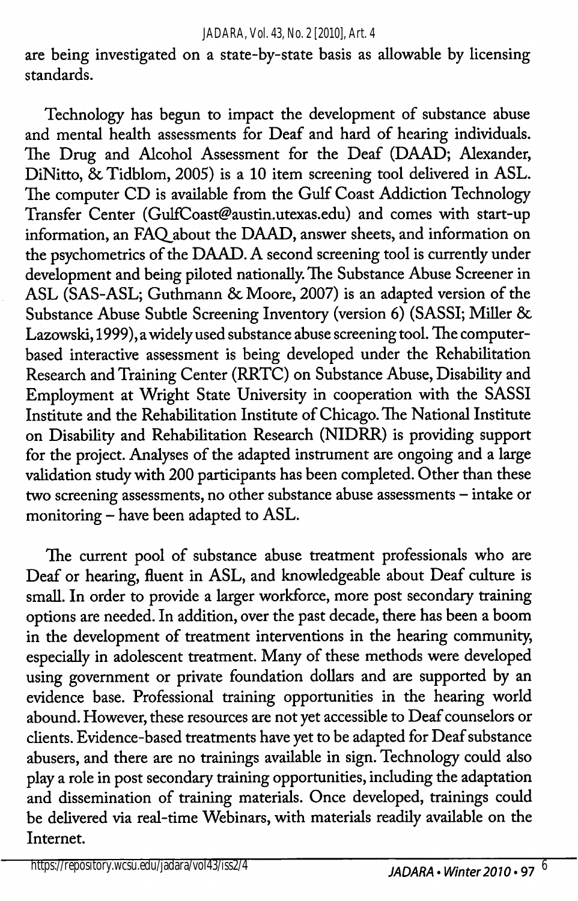are being investigated on a state-by-state basis as allowable by licensing standards.

Technology has begun to impact the development of substance abuse and mental health assessments for Deaf and hard of hearing individuals. The Drug and Alcohol Assessment for the Deaf (DAAD; Alexander, DiNitto, & Tidblom, 2005) is a 10 item screening tool delivered in ASL. The computer CD is available from the Gulf Coast Addiction Technology Transfer Center (GulfCoast@austin.utexas.edu) and comes with start-up information, an FAQ about the DAAD, answer sheets, and information on the psychometrics of the DAAD. A second screening tool is currently under development and being piloted nationally. The Substance Abuse Screener in ASL (SAS-ASL; Guthmann & Moore, 2007) is an adapted version of the Substance Abuse Subtle Screening Inventory (version 6) (SASSI; Miller & Lazowski, 1999), a widely used substance abuse screening tool. The computer-based interactive assessment is being developed under the Rehabilitation Research and Training Center (RRTC) on Substance Abuse, Disability and Employment at Wright State University in cooperation with the SASSI Institute and the Rehabilitation Institute of Chicago. The National Institute on Disability and Rehabilitation Research (NIDRR) is providing support for the project. Analyses of the adapted instrument are ongoing and a large validation study with 200 participants has been completed. Other than these two screening assessments, no other substance abuse assessments – intake or monitoring – have been adapted to ASL.

The current pool of substance abuse treatment professionals who are Deaf or hearing, fluent in ASL, and knowledgeable about Deaf culture is small. In order to provide a larger workforce, more post secondary training options are needed. In addition, over the past decade, there has been a boom in the development of treatment interventions in the hearing community, especially in adolescent treatment. Many of these methods were developed using government or private foundation dollars and are supported by an evidence base. Professional training opportunities in the hearing world abound. However, these resources are not yet accessible to Deaf counselors or clients. Evidence-based treatments have yet to be adapted for Deaf substance abusers, and there are no trainings available in sign. Technology could also play a role in post secondary training opportunities, including the adaptation and dissemination of training materials. Once developed, trainings could be delivered via real-time Webinars, with materials readily available on the Internet.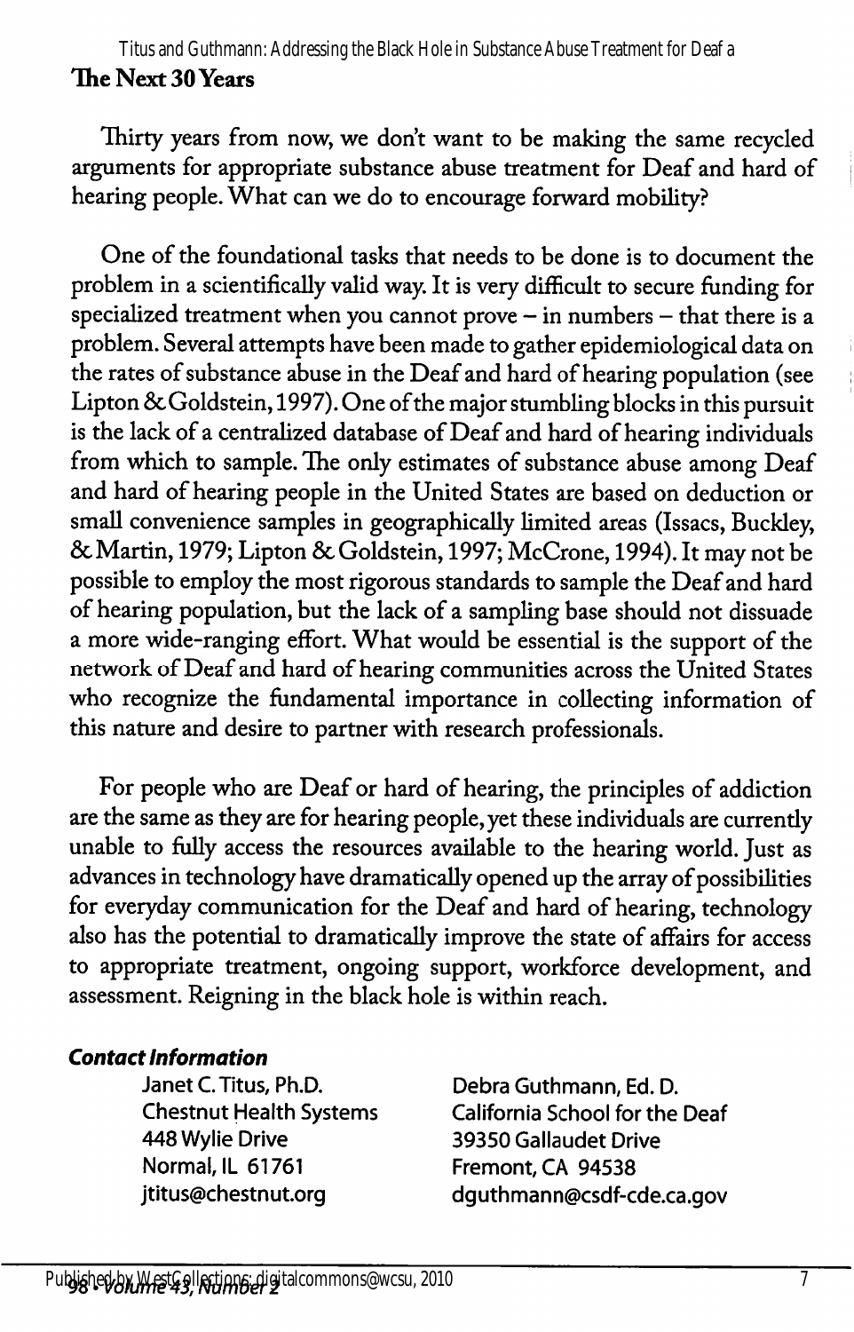## The Next 30 Years

Thirty years from now, we don't want to be making the same recycled arguments for appropriate substance abuse treatment for Deaf and hard of hearing people. What can we do to encourage forward mobility?

One of the foundational tasks that needs to be done is to document the problem in a scientifically valid way. It is very difficult to secure funding for specialized treatment when you cannot prove – in numbers – that there is a problem. Several attempts have been made to gather epidemiological data on the rates of substance abuse in the Deaf and hard of hearing population (see Lipton & Goldstein, 1997). One of the major stumbling blocks in this pursuit is the lack of a centralized database of Deaf and hard of hearing individuals from which to sample. The only estimates of substance abuse among Deaf and hard of hearing people in the United States are based on deduction or small convenience samples in geographically limited areas (Issacs, Buckley, & Martin, 1979; Lipton & Goldstein, 1997; McCrone, 1994). It may not be possible to employ the most rigorous standards to sample the Deaf and hard of hearing population, but the lack of a sampling base should not dissuade a more wide-ranging effort. What would be essential is the support of the network of Deaf and hard of hearing communities across the United States who recognize the fundamental importance in collecting information of this nature and desire to partner with research professionals.

For people who are Deaf or hard of hearing, the principles of addiction are the same as they are for hearing people, yet these individuals are currently unable to fully access the resources available to the hearing world. Just as advances in technology have dramatically opened up the array of possibilities for everyday communication for the Deaf and hard of hearing, technology also has the potential to dramatically improve the state of affairs for access to appropriate treatment, ongoing support, workforce development, and assessment. Reigning in the black hole is within reach.

***Contact Information***

Janet C. Titus, Ph.D.
Chestnut Health Systems
448 Wylie Drive
Normal, IL 61761
jtitus@chestnut.org

Debra Guthmann, Ed. D.
California School for the Deaf
39350 Gallaudet Drive
Fremont, CA 94538
dguthmann@csdf-cde.ca.gov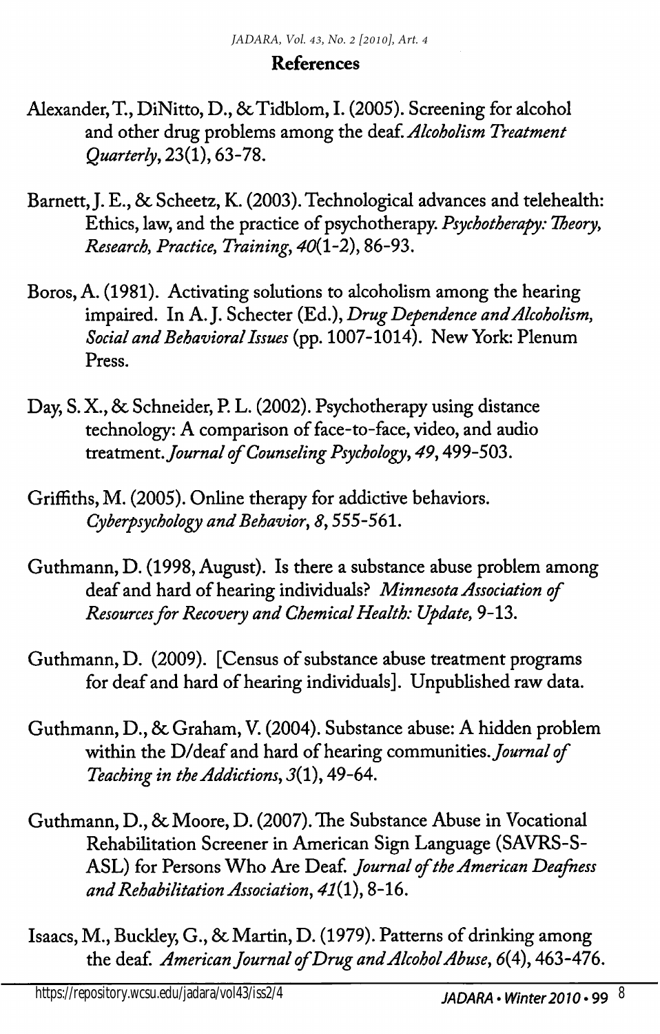## References

Alexander, T., DiNitto, D., & Tidblom, I. (2005). Screening for alcohol and other drug problems among the deaf. *Alcoholism Treatment Quarterly*, 23(1), 63-78.

Barnett, J. E., & Scheetz, K. (2003). Technological advances and telehealth: Ethics, law, and the practice of psychotherapy. *Psychotherapy: Theory, Research, Practice, Training*, *40*(1-2), 86-93.

Boros, A. (1981). Activating solutions to alcoholism among the hearing impaired. In A. J. Schecter (Ed.), *Drug Dependence and Alcoholism, Social and Behavioral Issues* (pp. 1007-1014). New York: Plenum Press.

Day, S. X., & Schneider, P. L. (2002). Psychotherapy using distance technology: A comparison of face-to-face, video, and audio treatment. *Journal of Counseling Psychology*, *49*, 499-503.

Griffiths, M. (2005). Online therapy for addictive behaviors. *Cyberpsychology and Behavior*, *8*, 555-561.

Guthmann, D. (1998, August). Is there a substance abuse problem among deaf and hard of hearing individuals? *Minnesota Association of Resources for Recovery and Chemical Health: Update,* 9-13.

Guthmann, D. (2009). [Census of substance abuse treatment programs for deaf and hard of hearing individuals]. Unpublished raw data.

Guthmann, D., & Graham, V. (2004). Substance abuse: A hidden problem within the D/deaf and hard of hearing communities. *Journal of Teaching in the Addictions*, *3*(1), 49-64.

Guthmann, D., & Moore, D. (2007). The Substance Abuse in Vocational Rehabilitation Screener in American Sign Language (SAVRS-S-ASL) for Persons Who Are Deaf. *Journal of the American Deafness and Rehabilitation Association*, *41*(1), 8-16.

Isaacs, M., Buckley, G., & Martin, D. (1979). Patterns of drinking among the deaf. *American Journal of Drug and Alcohol Abuse*, *6*(4), 463-476.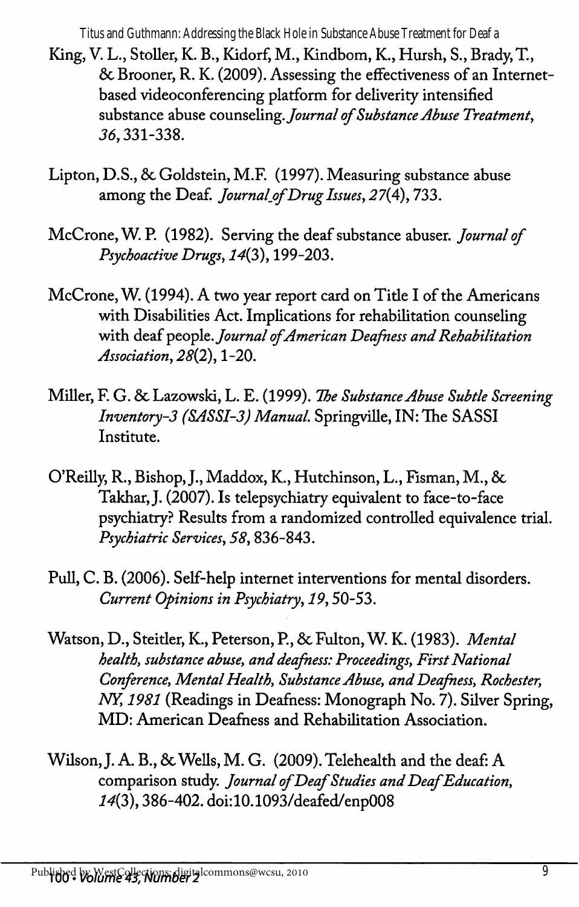King, V. L., Stoller, K. B., Kidorf, M., Kindbom, K., Hursh, S., Brady, T., & Brooner, R. K. (2009). Assessing the effectiveness of an Internet-based videoconferencing platform for deliverity intensified substance abuse counseling. *Journal of Substance Abuse Treatment, 36*, 331-338.

Lipton, D.S., & Goldstein, M.F. (1997). Measuring substance abuse among the Deaf. *Journal of Drug Issues, 27*(4), 733.

McCrone, W. P. (1982). Serving the deaf substance abuser. *Journal of Psychoactive Drugs, 14*(3), 199-203.

McCrone, W. (1994). A two year report card on Title I of the Americans with Disabilities Act. Implications for rehabilitation counseling with deaf people. *Journal of American Deafness and Rehabilitation Association, 28*(2), 1-20.

Miller, F. G. & Lazowski, L. E. (1999). *The Substance Abuse Subtle Screening Inventory-3 (SASSI-3) Manual.* Springville, IN: The SASSI Institute.

O'Reilly, R., Bishop, J., Maddox, K., Hutchinson, L., Fisman, M., & Takhar, J. (2007). Is telepsychiatry equivalent to face-to-face psychiatry? Results from a randomized controlled equivalence trial. *Psychiatric Services, 58*, 836-843.

Pull, C. B. (2006). Self-help internet interventions for mental disorders. *Current Opinions in Psychiatry, 19*, 50-53.

Watson, D., Steitler, K., Peterson, P., & Fulton, W. K. (1983). *Mental health, substance abuse, and deafness: Proceedings, First National Conference, Mental Health, Substance Abuse, and Deafness, Rochester, NY, 1981* (Readings in Deafness: Monograph No. 7). Silver Spring, MD: American Deafness and Rehabilitation Association.

Wilson, J. A. B., & Wells, M. G. (2009). Telehealth and the deaf: A comparison study. *Journal of Deaf Studies and Deaf Education, 14*(3), 386-402. doi:10.1093/deafed/enp008